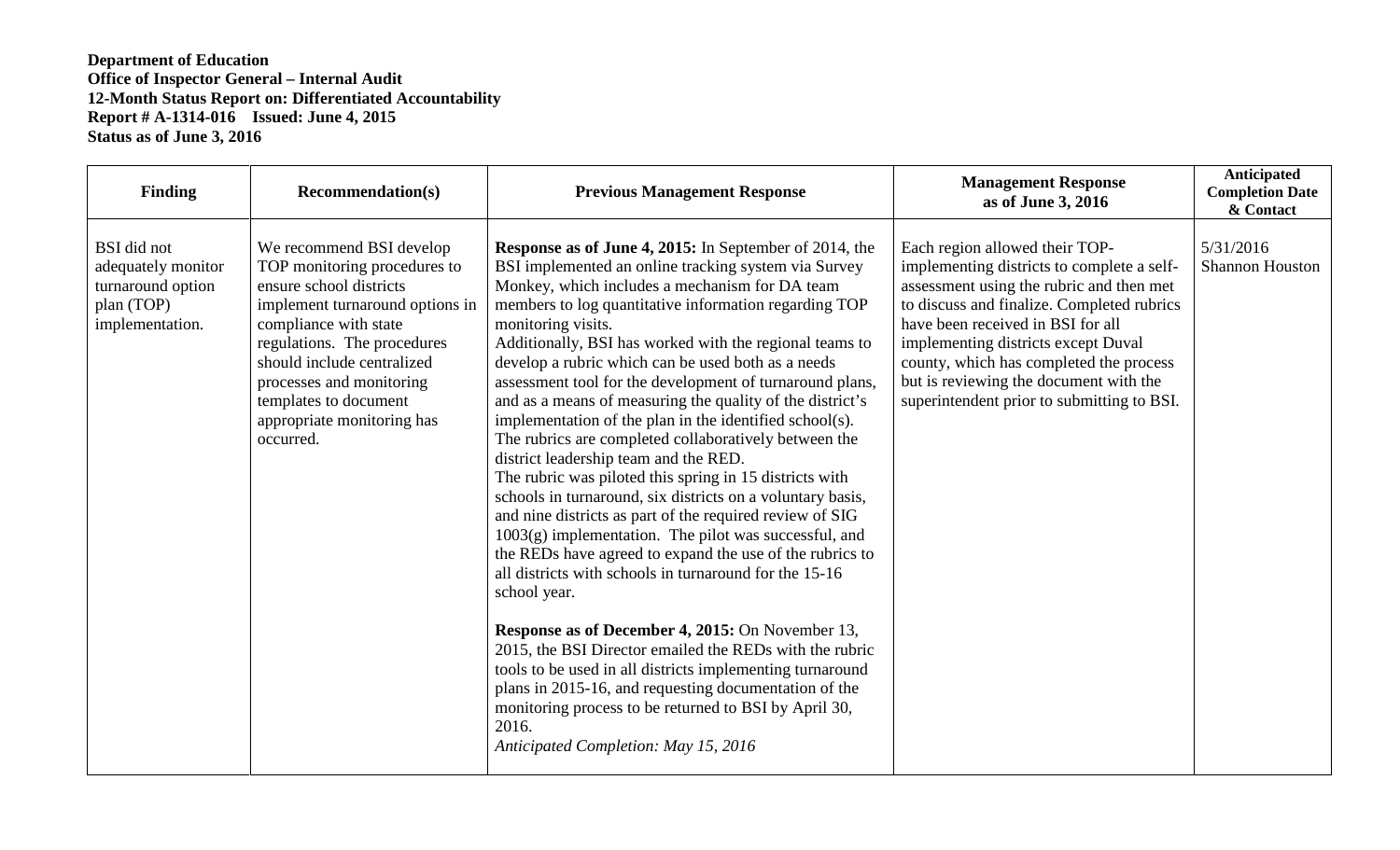**Department of Education**
**Office of Inspector General – Internal Audit**
**12-Month Status Report on: Differentiated Accountability**
**Report # A-1314-016 Issued: June 4, 2015**
**Status as of June 3, 2016**

| Finding | Recommendation(s) | Previous Management Response | Management Response as of June 3, 2016 | Anticipated Completion Date & Contact |
|---|---|---|---|---|
| BSI did not adequately monitor turnaround option plan (TOP) implementation. | We recommend BSI develop TOP monitoring procedures to ensure school districts implement turnaround options in compliance with state regulations. The procedures should include centralized processes and monitoring templates to document appropriate monitoring has occurred. | **Response as of June 4, 2015:** In September of 2014, the BSI implemented an online tracking system via Survey Monkey, which includes a mechanism for DA team members to log quantitative information regarding TOP monitoring visits.<br>Additionally, BSI has worked with the regional teams to develop a rubric which can be used both as a needs assessment tool for the development of turnaround plans, and as a means of measuring the quality of the district's implementation of the plan in the identified school(s). The rubrics are completed collaboratively between the district leadership team and the RED.<br>The rubric was piloted this spring in 15 districts with schools in turnaround, six districts on a voluntary basis, and nine districts as part of the required review of SIG 1003(g) implementation. The pilot was successful, and the REDs have agreed to expand the use of the rubrics to all districts with schools in turnaround for the 15-16 school year.<br><br>**Response as of December 4, 2015:** On November 13, 2015, the BSI Director emailed the REDs with the rubric tools to be used in all districts implementing turnaround plans in 2015-16, and requesting documentation of the monitoring process to be returned to BSI by April 30, 2016.<br>*Anticipated Completion: May 15, 2016* | Each region allowed their TOP-implementing districts to complete a self-assessment using the rubric and then met to discuss and finalize. Completed rubrics have been received in BSI for all implementing districts except Duval county, which has completed the process but is reviewing the document with the superintendent prior to submitting to BSI. | 5/31/2016<br>Shannon Houston |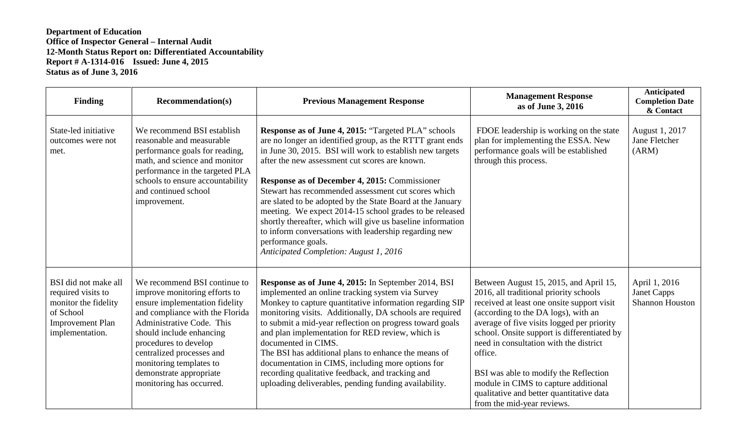**Department of Education**
**Office of Inspector General – Internal Audit**
**12-Month Status Report on: Differentiated Accountability**
**Report # A-1314-016 Issued: June 4, 2015**
**Status as of June 3, 2016**

| Finding | Recommendation(s) | Previous Management Response | Management Response as of June 3, 2016 | Anticipated Completion Date & Contact |
|---|---|---|---|---|
| State-led initiative outcomes were not met. | We recommend BSI establish reasonable and measurable performance goals for reading, math, and science and monitor performance in the targeted PLA schools to ensure accountability and continued school improvement. | **Response as of June 4, 2015:** "Targeted PLA" schools are no longer an identified group, as the RTTT grant ends in June 30, 2015. BSI will work to establish new targets after the new assessment cut scores are known.<br><br>**Response as of December 4, 2015:** Commissioner Stewart has recommended assessment cut scores which are slated to be adopted by the State Board at the January meeting. We expect 2014-15 school grades to be released shortly thereafter, which will give us baseline information to inform conversations with leadership regarding new performance goals.<br>*Anticipated Completion: August 1, 2016* | FDOE leadership is working on the state plan for implementing the ESSA. New performance goals will be established through this process. | August 1, 2017<br>Jane Fletcher (ARM) |
| BSI did not make all required visits to monitor the fidelity of School Improvement Plan implementation. | We recommend BSI continue to improve monitoring efforts to ensure implementation fidelity and compliance with the Florida Administrative Code. This should include enhancing procedures to develop centralized processes and monitoring templates to demonstrate appropriate monitoring has occurred. | **Response as of June 4, 2015:** In September 2014, BSI implemented an online tracking system via Survey Monkey to capture quantitative information regarding SIP monitoring visits. Additionally, DA schools are required to submit a mid-year reflection on progress toward goals and plan implementation for RED review, which is documented in CIMS.<br>The BSI has additional plans to enhance the means of documentation in CIMS, including more options for recording qualitative feedback, and tracking and uploading deliverables, pending funding availability. | Between August 15, 2015, and April 15, 2016, all traditional priority schools received at least one onsite support visit (according to the DA logs), with an average of five visits logged per priority school. Onsite support is differentiated by need in consultation with the district office.<br><br>BSI was able to modify the Reflection module in CIMS to capture additional qualitative and better quantitative data from the mid-year reviews. | April 1, 2016<br>Janet Capps<br>Shannon Houston |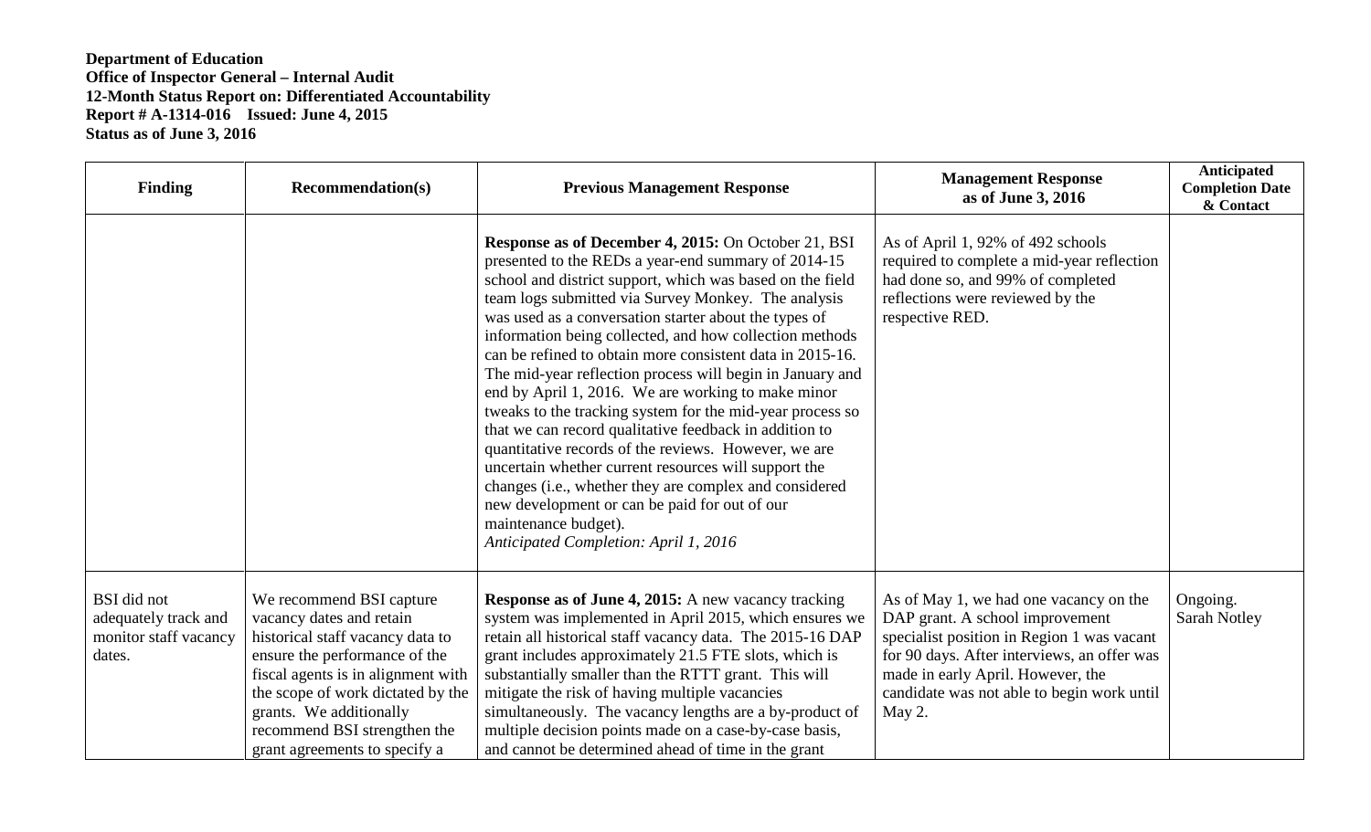**Department of Education**
**Office of Inspector General – Internal Audit**
**12-Month Status Report on: Differentiated Accountability**
**Report # A-1314-016 Issued: June 4, 2015**
**Status as of June 3, 2016**

| Finding | Recommendation(s) | Previous Management Response | Management Response as of June 3, 2016 | Anticipated Completion Date & Contact |
|---|---|---|---|---|
| | | **Response as of December 4, 2015:** On October 21, BSI presented to the REDs a year-end summary of 2014-15 school and district support, which was based on the field team logs submitted via Survey Monkey. The analysis was used as a conversation starter about the types of information being collected, and how collection methods can be refined to obtain more consistent data in 2015-16. The mid-year reflection process will begin in January and end by April 1, 2016. We are working to make minor tweaks to the tracking system for the mid-year process so that we can record qualitative feedback in addition to quantitative records of the reviews. However, we are uncertain whether current resources will support the changes (i.e., whether they are complex and considered new development or can be paid for out of our maintenance budget). *Anticipated Completion: April 1, 2016* | As of April 1, 92% of 492 schools required to complete a mid-year reflection had done so, and 99% of completed reflections were reviewed by the respective RED. | |
| BSI did not adequately track and monitor staff vacancy dates. | We recommend BSI capture vacancy dates and retain historical staff vacancy data to ensure the performance of the fiscal agents is in alignment with the scope of work dictated by the grants. We additionally recommend BSI strengthen the grant agreements to specify a | **Response as of June 4, 2015:** A new vacancy tracking system was implemented in April 2015, which ensures we retain all historical staff vacancy data. The 2015-16 DAP grant includes approximately 21.5 FTE slots, which is substantially smaller than the RTTT grant. This will mitigate the risk of having multiple vacancies simultaneously. The vacancy lengths are a by-product of multiple decision points made on a case-by-case basis, and cannot be determined ahead of time in the grant | As of May 1, we had one vacancy on the DAP grant. A school improvement specialist position in Region 1 was vacant for 90 days. After interviews, an offer was made in early April. However, the candidate was not able to begin work until May 2. | Ongoing. Sarah Notley |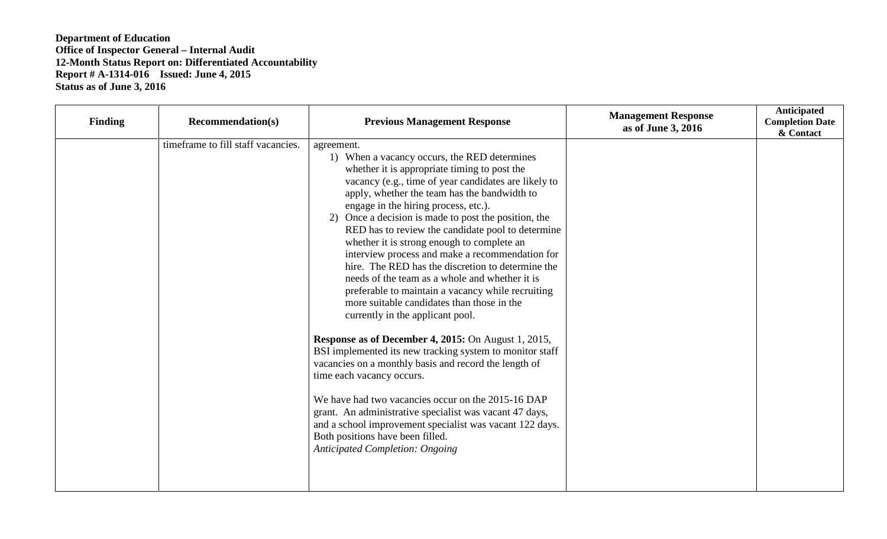**Department of Education**
**Office of Inspector General – Internal Audit**
**12-Month Status Report on: Differentiated Accountability**
**Report # A-1314-016 Issued: June 4, 2015**
**Status as of June 3, 2016**

| Finding | Recommendation(s) | Previous Management Response | Management Response as of June 3, 2016 | Anticipated Completion Date & Contact |
|---|---|---|---|---|
| | timeframe to fill staff vacancies. | agreement.<br>1) When a vacancy occurs, the RED determines whether it is appropriate timing to post the vacancy (e.g., time of year candidates are likely to apply, whether the team has the bandwidth to engage in the hiring process, etc.).<br>2) Once a decision is made to post the position, the RED has to review the candidate pool to determine whether it is strong enough to complete an interview process and make a recommendation for hire. The RED has the discretion to determine the needs of the team as a whole and whether it is preferable to maintain a vacancy while recruiting more suitable candidates than those in the currently in the applicant pool.<br><br>**Response as of December 4, 2015:** On August 1, 2015, BSI implemented its new tracking system to monitor staff vacancies on a monthly basis and record the length of time each vacancy occurs.<br><br>We have had two vacancies occur on the 2015-16 DAP grant. An administrative specialist was vacant 47 days, and a school improvement specialist was vacant 122 days. Both positions have been filled.<br>*Anticipated Completion: Ongoing* | | |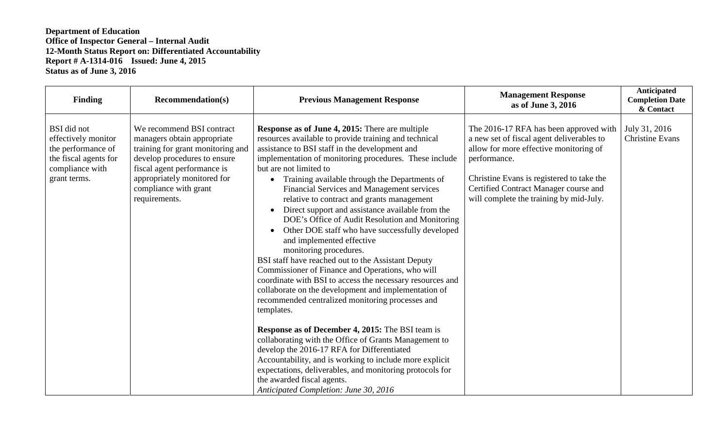**Department of Education**
**Office of Inspector General – Internal Audit**
**12-Month Status Report on: Differentiated Accountability**
**Report # A-1314-016 Issued: June 4, 2015**
**Status as of June 3, 2016**

| Finding | Recommendation(s) | Previous Management Response | Management Response as of June 3, 2016 | Anticipated Completion Date & Contact |
|---|---|---|---|---|
| BSI did not effectively monitor the performance of the fiscal agents for compliance with grant terms. | We recommend BSI contract managers obtain appropriate training for grant monitoring and develop procedures to ensure fiscal agent performance is appropriately monitored for compliance with grant requirements. | **Response as of June 4, 2015:** There are multiple resources available to provide training and technical assistance to BSI staff in the development and implementation of monitoring procedures. These include but are not limited to<br>• Training available through the Departments of Financial Services and Management services relative to contract and grants management<br>• Direct support and assistance available from the DOE's Office of Audit Resolution and Monitoring<br>• Other DOE staff who have successfully developed and implemented effective monitoring procedures.<br>BSI staff have reached out to the Assistant Deputy Commissioner of Finance and Operations, who will coordinate with BSI to access the necessary resources and collaborate on the development and implementation of recommended centralized monitoring processes and templates.<br><br>**Response as of December 4, 2015:** The BSI team is collaborating with the Office of Grants Management to develop the 2016-17 RFA for Differentiated Accountability, and is working to include more explicit expectations, deliverables, and monitoring protocols for the awarded fiscal agents.<br>*Anticipated Completion: June 30, 2016* | The 2016-17 RFA has been approved with a new set of fiscal agent deliverables to allow for more effective monitoring of performance.<br><br>Christine Evans is registered to take the Certified Contract Manager course and will complete the training by mid-July. | July 31, 2016<br>Christine Evans |